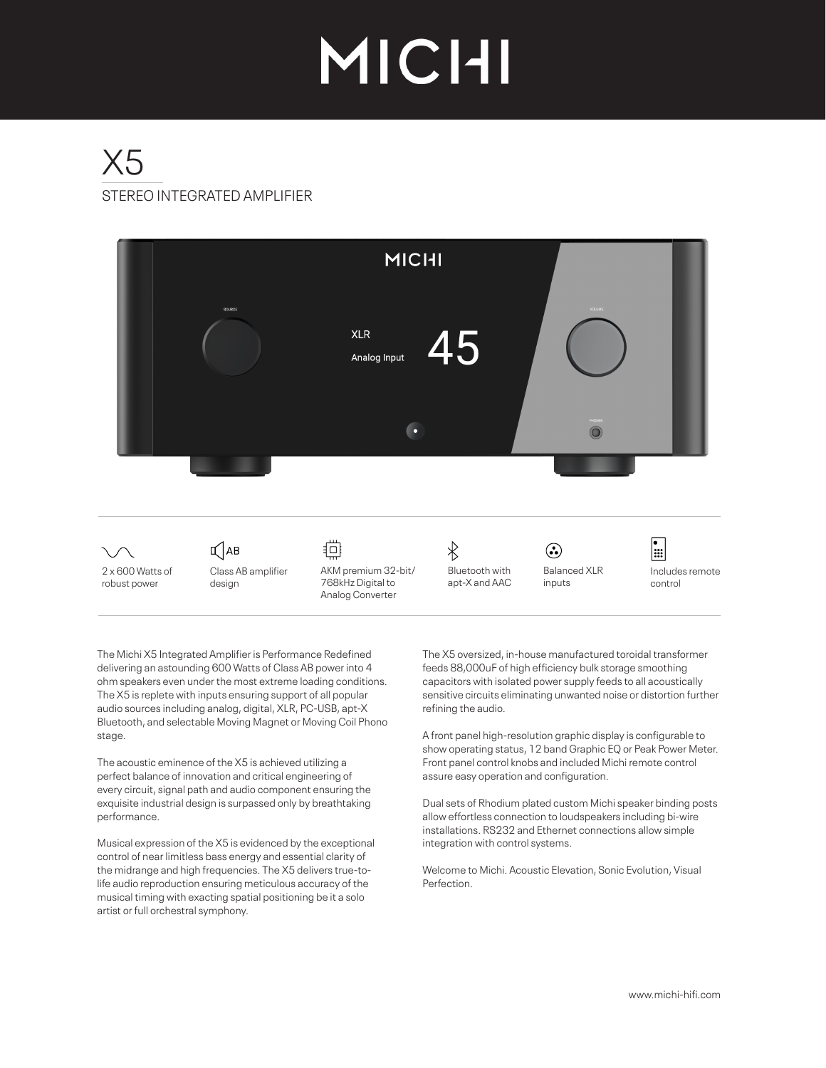# MICHI

## X5

STEREO INTEGRATED AMPLIFIER

- 2 x 600 Watts of robust power
- Class AB amplifier design
- AKM premium 32-bit/ 768kHz Digital to Analog Converter
- Bluetooth with apt-X and AAC
- Balanced XLR inputs
- Includes remote control

The Michi X5 Integrated Amplifier is Performance Redefined delivering an astounding 600 Watts of Class AB power into 4 ohm speakers even under the most extreme loading conditions. The X5 is replete with inputs ensuring support of all popular audio sources including analog, digital, XLR, PC-USB, apt-X Bluetooth, and selectable Moving Magnet or Moving Coil Phono stage.

The acoustic eminence of the X5 is achieved utilizing a perfect balance of innovation and critical engineering of every circuit, signal path and audio component ensuring the exquisite industrial design is surpassed only by breathtaking performance.

Musical expression of the X5 is evidenced by the exceptional control of near limitless bass energy and essential clarity of the midrange and high frequencies. The X5 delivers true-to-life audio reproduction ensuring meticulous accuracy of the musical timing with exacting spatial positioning be it a solo artist or full orchestral symphony.

The X5 oversized, in-house manufactured toroidal transformer feeds 88,000uF of high efficiency bulk storage smoothing capacitors with isolated power supply feeds to all acoustically sensitive circuits eliminating unwanted noise or distortion further refining the audio.

A front panel high-resolution graphic display is configurable to show operating status, 12 band Graphic EQ or Peak Power Meter. Front panel control knobs and included Michi remote control assure easy operation and configuration.

Dual sets of Rhodium plated custom Michi speaker binding posts allow effortless connection to loudspeakers including bi-wire installations. RS232 and Ethernet connections allow simple integration with control systems.

Welcome to Michi. Acoustic Elevation, Sonic Evolution, Visual Perfection.

www.michi-hifi.com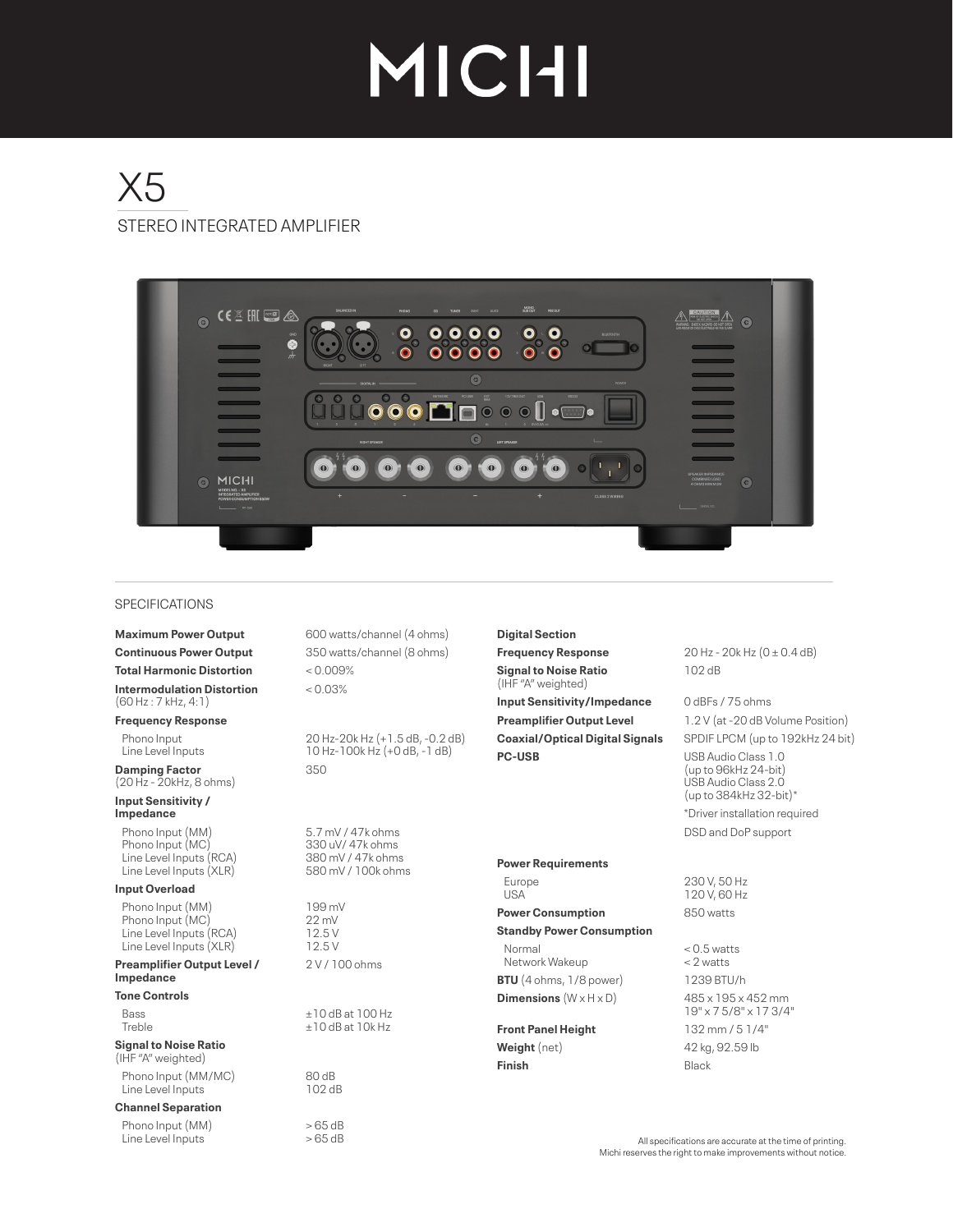# MICHI

## X5

STEREO INTEGRATED AMPLIFIER

### SPECIFICATIONS

| | |
|---|---|
| **Maximum Power Output** | 600 watts/channel (4 ohms) |
| **Continuous Power Output** | 350 watts/channel (8 ohms) |
| **Total Harmonic Distortion** | < 0.009% |
| **Intermodulation Distortion** (60 Hz : 7 kHz, 4:1) | < 0.03% |
| **Frequency Response** | |
| Phono Input | 20 Hz-20k Hz (+1.5 dB, -0.2 dB) |
| Line Level Inputs | 10 Hz-100k Hz (+0 dB, -1 dB) |
| **Damping Factor** (20 Hz - 20kHz, 8 ohms) | 350 |
| **Input Sensitivity / Impedance** | |
| Phono Input (MM) | 5.7 mV / 47k ohms |
| Phono Input (MC) | 330 uV/ 47k ohms |
| Line Level Inputs (RCA) | 380 mV / 47k ohms |
| Line Level Inputs (XLR) | 580 mV / 100k ohms |
| **Input Overload** | |
| Phono Input (MM) | 199 mV |
| Phono Input (MC) | 22 mV |
| Line Level Inputs (RCA) | 12.5 V |
| Line Level Inputs (XLR) | 12.5 V |
| **Preamplifier Output Level / Impedance** | 2 V / 100 ohms |
| **Tone Controls** | |
| Bass | ±10 dB at 100 Hz |
| Treble | ±10 dB at 10k Hz |
| **Signal to Noise Ratio** (IHF "A" weighted) | |
| Phono Input (MM/MC) | 80 dB |
| Line Level Inputs | 102 dB |
| **Channel Separation** | |
| Phono Input (MM) | > 65 dB |
| Line Level Inputs | > 65 dB |

| | |
|---|---|
| **Digital Section** | |
| **Frequency Response** | 20 Hz - 20k Hz (0 ± 0.4 dB) |
| **Signal to Noise Ratio** (IHF "A" weighted) | 102 dB |
| **Input Sensitivity/Impedance** | 0 dBFs / 75 ohms |
| **Preamplifier Output Level** | 1.2 V (at -20 dB Volume Position) |
| **Coaxial/Optical Digital Signals** | SPDIF LPCM (up to 192kHz 24 bit) |
| **PC-USB** | USB Audio Class 1.0 (up to 96kHz 24-bit) USB Audio Class 2.0 (up to 384kHz 32-bit)* |
| | *Driver installation required |
| | DSD and DoP support |
| **Power Requirements** | |
| Europe | 230 V, 50 Hz |
| USA | 120 V, 60 Hz |
| **Power Consumption** | 850 watts |
| **Standby Power Consumption** | |
| Normal | < 0.5 watts |
| Network Wakeup | < 2 watts |
| **BTU** (4 ohms, 1/8 power) | 1239 BTU/h |
| **Dimensions** (W x H x D) | 485 x 195 x 452 mm 19" x 7 5/8" x 17 3/4" |
| **Front Panel Height** | 132 mm / 5 1/4" |
| **Weight** (net) | 42 kg, 92.59 lb |
| **Finish** | Black |

All specifications are accurate at the time of printing.
Michi reserves the right to make improvements without notice.